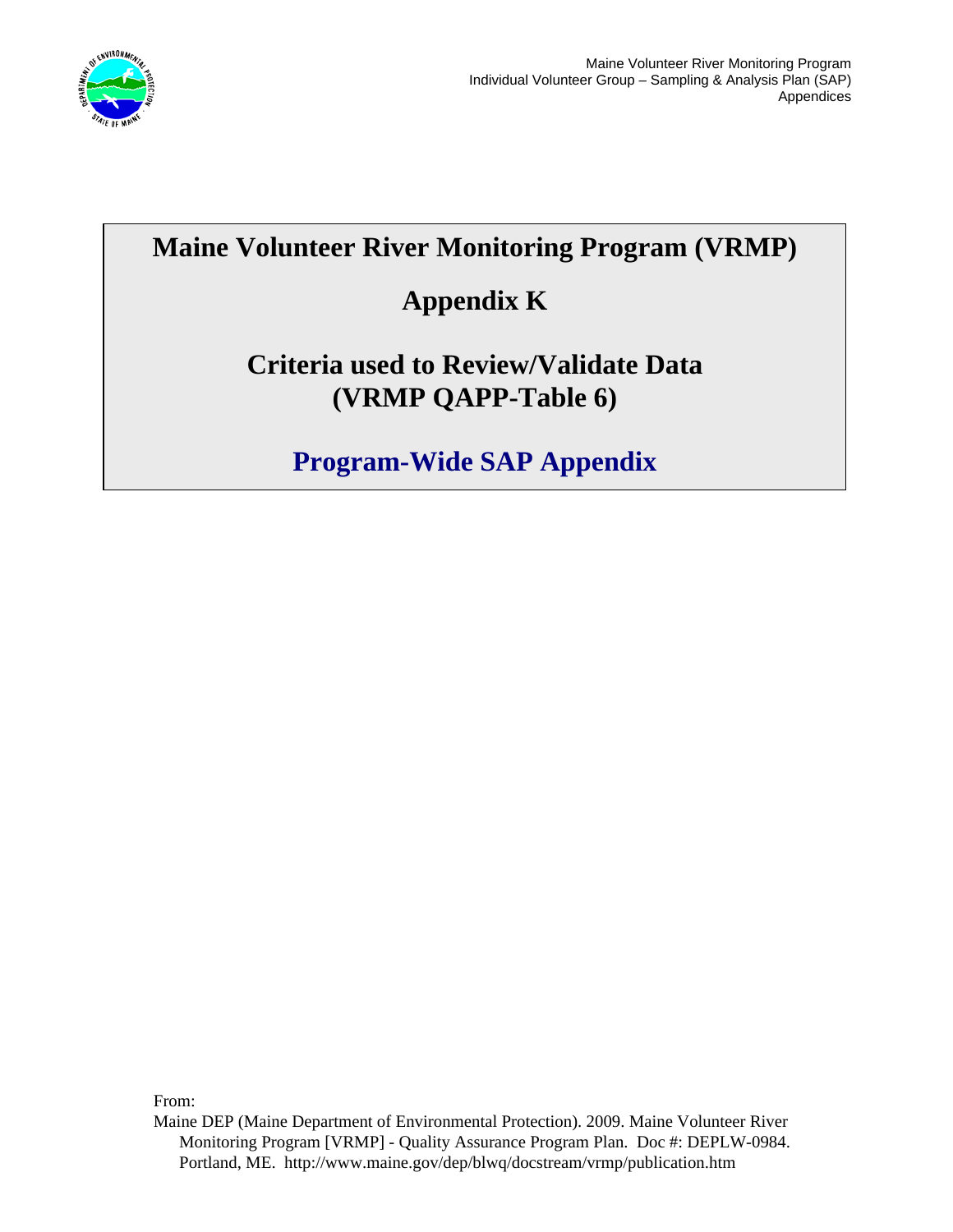# Maine Volunteer River Monitoring Program (VRMP)

## Appendix K

## Criteria used to Review/Validate Data (VRMP QAPP-Table 6)

## Program-Wide SAP Appendix

From:

Maine DEP (Maine Department of Environmental Protection). 2009. Maine Volunteer River Monitoring Program [VRMP] - Quality Assurance Program Plan. Doc #: DEPLW-0984. Portland, ME. http://www.maine.gov/dep/blwq/docstream/vrmp/publication.htm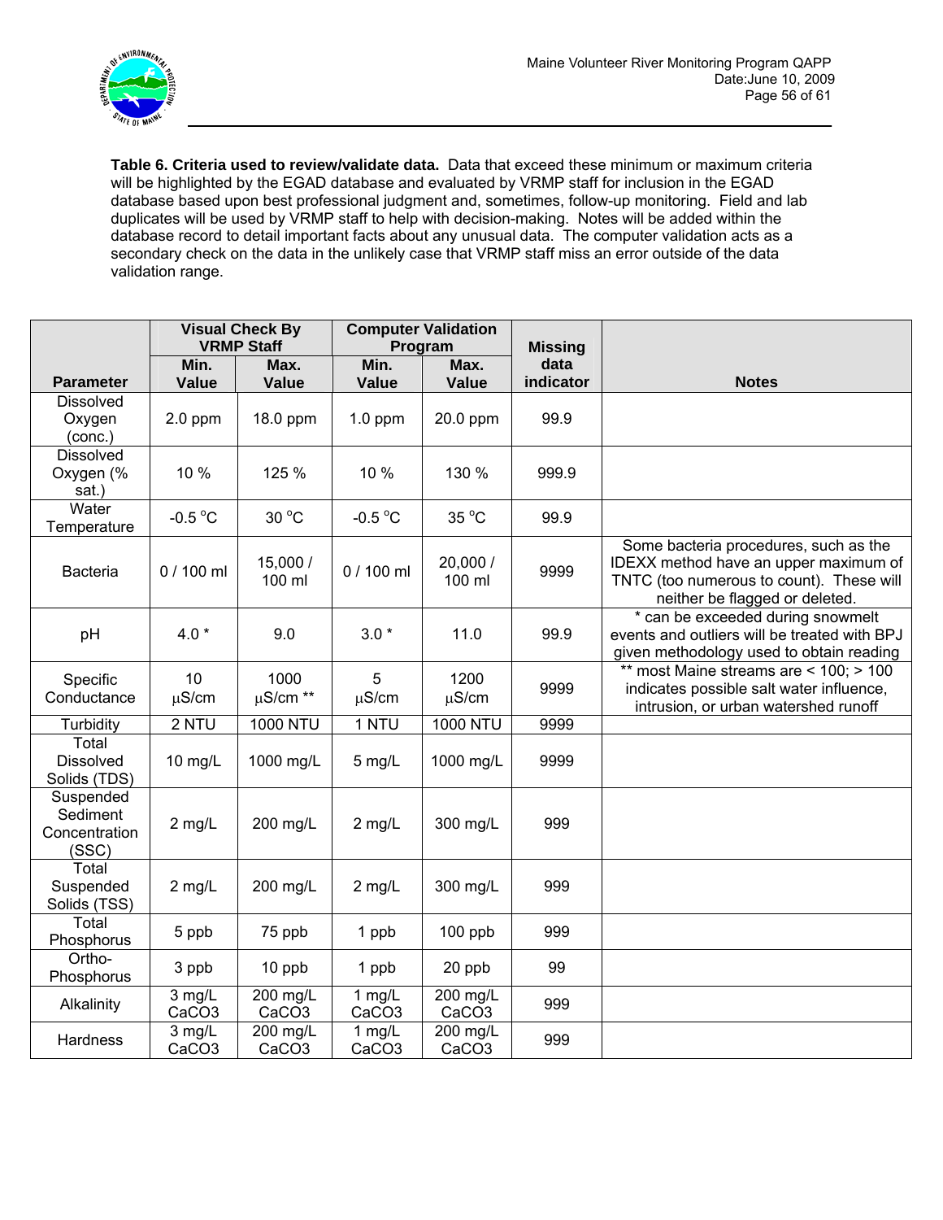**Table 6. Criteria used to review/validate data.** Data that exceed these minimum or maximum criteria will be highlighted by the EGAD database and evaluated by VRMP staff for inclusion in the EGAD database based upon best professional judgment and, sometimes, follow-up monitoring. Field and lab duplicates will be used by VRMP staff to help with decision-making. Notes will be added within the database record to detail important facts about any unusual data. The computer validation acts as a secondary check on the data in the unlikely case that VRMP staff miss an error outside of the data validation range.

| Parameter | Visual Check By VRMP Staff | | Computer Validation Program | | Missing data indicator | Notes |
|---|---|---|---|---|---|---|
| | Min. Value | Max. Value | Min. Value | Max. Value | | |
| Dissolved Oxygen (conc.) | 2.0 ppm | 18.0 ppm | 1.0 ppm | 20.0 ppm | 99.9 | |
| Dissolved Oxygen (% sat.) | 10 % | 125 % | 10 % | 130 % | 999.9 | |
| Water Temperature | -0.5 °C | 30 °C | -0.5 °C | 35 °C | 99.9 | |
| Bacteria | 0 / 100 ml | 15,000 / 100 ml | 0 / 100 ml | 20,000 / 100 ml | 9999 | Some bacteria procedures, such as the IDEXX method have an upper maximum of TNTC (too numerous to count). These will neither be flagged or deleted. |
| pH | 4.0 * | 9.0 | 3.0 * | 11.0 | 99.9 | * can be exceeded during snowmelt events and outliers will be treated with BPJ given methodology used to obtain reading |
| Specific Conductance | 10 µS/cm | 1000 µS/cm ** | 5 µS/cm | 1200 µS/cm | 9999 | ** most Maine streams are < 100; > 100 indicates possible salt water influence, intrusion, or urban watershed runoff |
| Turbidity | 2 NTU | 1000 NTU | 1 NTU | 1000 NTU | 9999 | |
| Total Dissolved Solids (TDS) | 10 mg/L | 1000 mg/L | 5 mg/L | 1000 mg/L | 9999 | |
| Suspended Sediment Concentration (SSC) | 2 mg/L | 200 mg/L | 2 mg/L | 300 mg/L | 999 | |
| Total Suspended Solids (TSS) | 2 mg/L | 200 mg/L | 2 mg/L | 300 mg/L | 999 | |
| Total Phosphorus | 5 ppb | 75 ppb | 1 ppb | 100 ppb | 999 | |
| Ortho-Phosphorus | 3 ppb | 10 ppb | 1 ppb | 20 ppb | 99 | |
| Alkalinity | 3 mg/L $CaCO_3$ | 200 mg/L $CaCO_3$ | 1 mg/L $CaCO_3$ | 200 mg/L $CaCO_3$ | 999 | |
| Hardness | 3 mg/L $CaCO_3$ | 200 mg/L $CaCO_3$ | 1 mg/L $CaCO_3$ | 200 mg/L $CaCO_3$ | 999 | |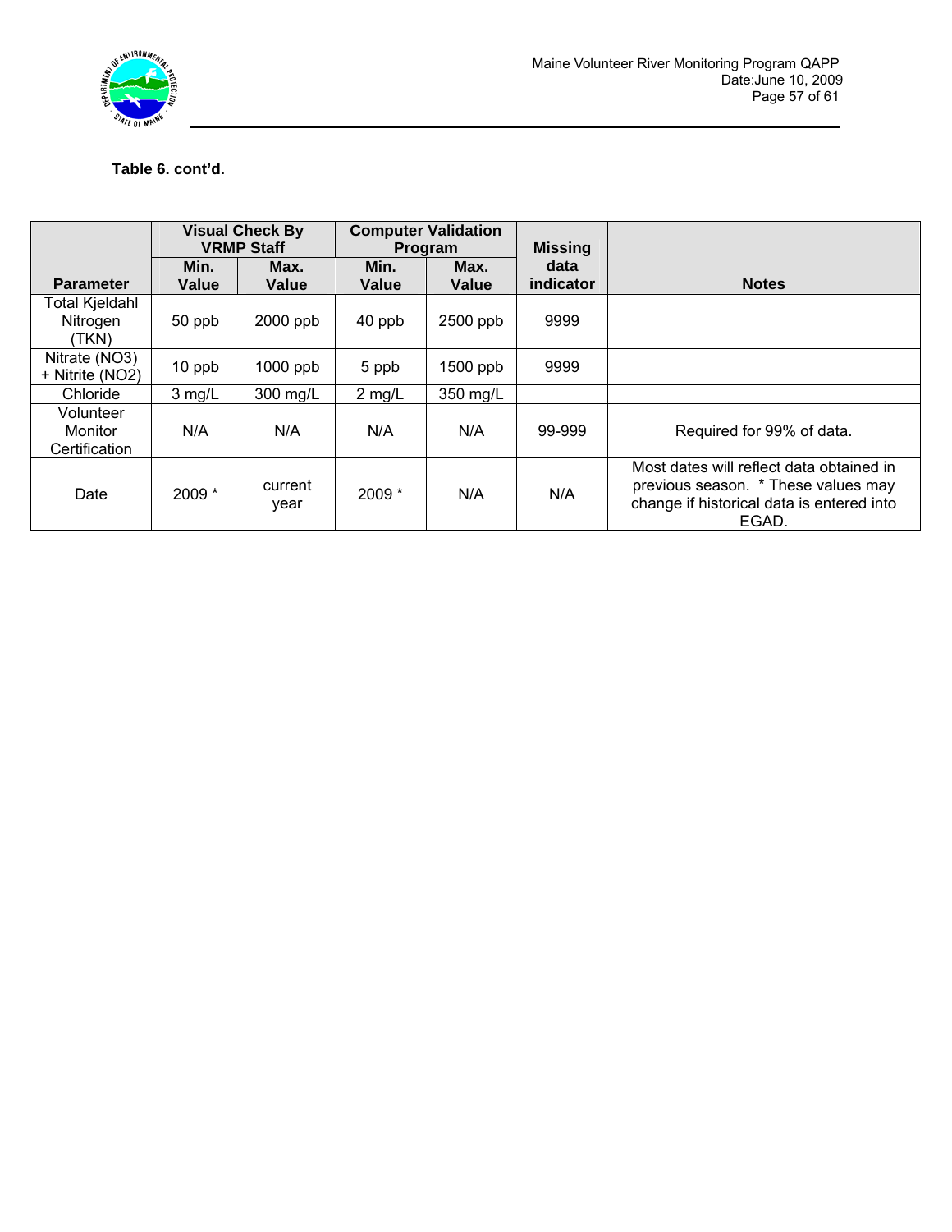**Table 6. cont'd.**

| Parameter | Visual Check By VRMP Staff | | Computer Validation Program | | Missing data indicator | Notes |
|---|---|---|---|---|---|---|
| | Min. Value | Max. Value | Min. Value | Max. Value | | |
| Total Kjeldahl Nitrogen (TKN) | 50 ppb | 2000 ppb | 40 ppb | 2500 ppb | 9999 | |
| Nitrate (NO3) + Nitrite (NO2) | 10 ppb | 1000 ppb | 5 ppb | 1500 ppb | 9999 | |
| Chloride | 3 mg/L | 300 mg/L | 2 mg/L | 350 mg/L | | |
| Volunteer Monitor Certification | N/A | N/A | N/A | N/A | 99-999 | Required for 99% of data. |
| Date | 2009 * | current year | 2009 * | N/A | N/A | Most dates will reflect data obtained in previous season. * These values may change if historical data is entered into EGAD. |